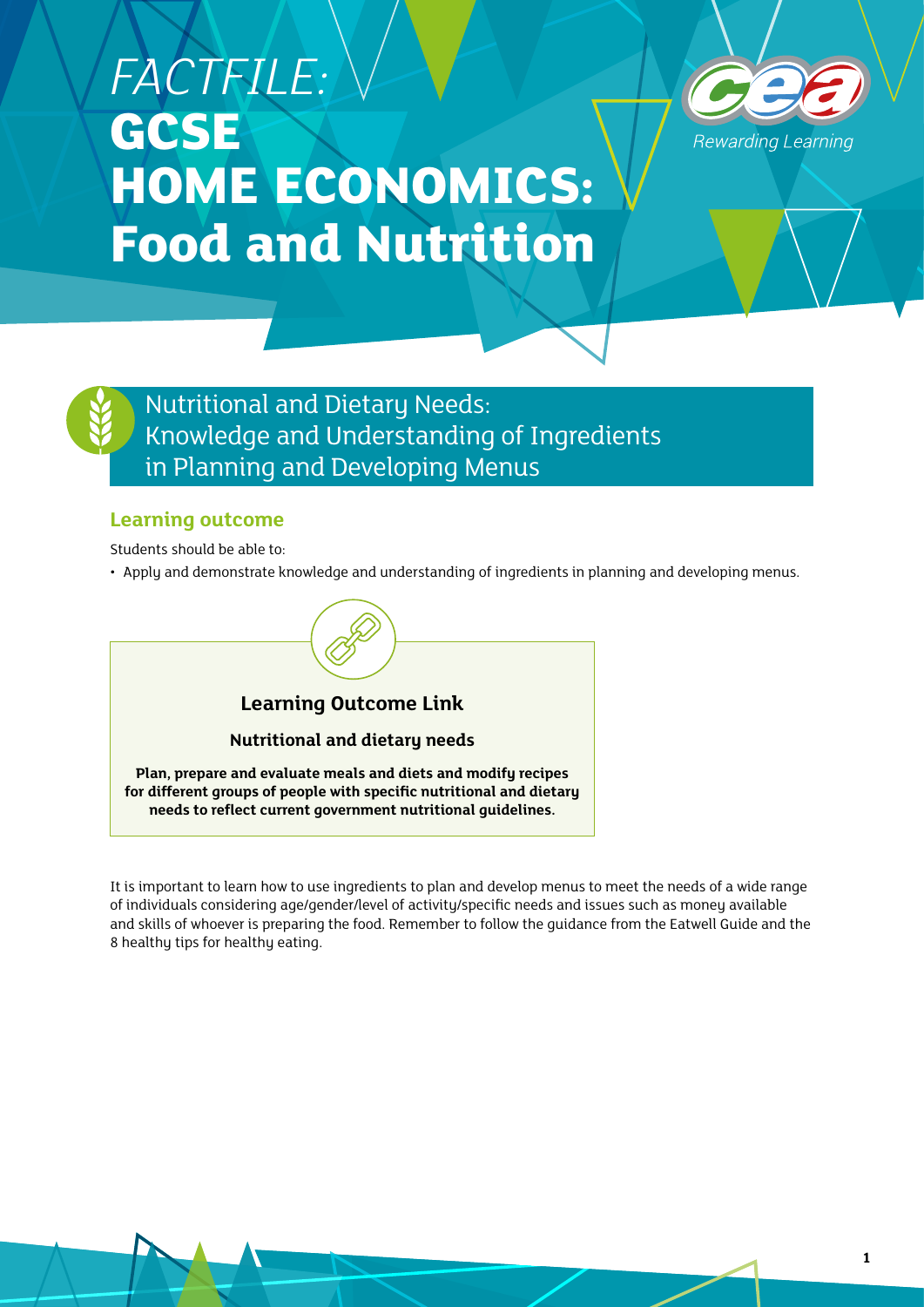# FACTFILE: GCSE HOME ECONOMICS: Food and Nutrition

Rewarding Learning

## Nutritional and Dietary Needs: Knowledge and Understanding of Ingredients in Planning and Developing Menus

### Learning outcome

Students should be able to:

- Apply and demonstrate knowledge and understanding of ingredients in planning and developing menus.

**Learning Outcome Link**

**Nutritional and dietary needs**

**Plan, prepare and evaluate meals and diets and modify recipes for different groups of people with specific nutritional and dietary needs to reflect current government nutritional guidelines.**

It is important to learn how to use ingredients to plan and develop menus to meet the needs of a wide range of individuals considering age/gender/level of activity/specific needs and issues such as money available and skills of whoever is preparing the food. Remember to follow the guidance from the Eatwell Guide and the 8 healthy tips for healthy eating.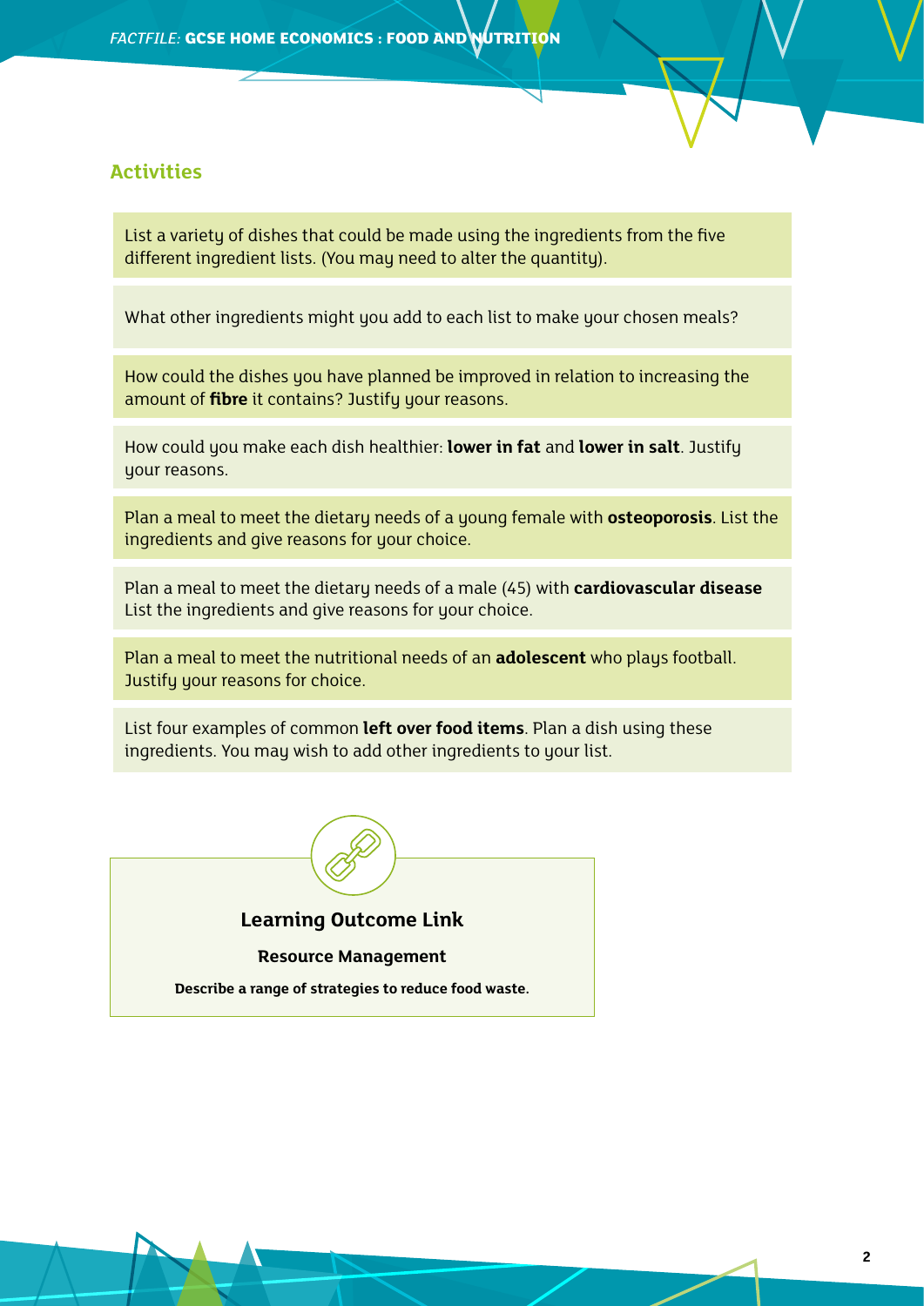## Activities

List a variety of dishes that could be made using the ingredients from the five different ingredient lists. (You may need to alter the quantity).

What other ingredients might you add to each list to make your chosen meals?

How could the dishes you have planned be improved in relation to increasing the amount of **fibre** it contains? Justify your reasons.

How could you make each dish healthier: **lower in fat** and **lower in salt**. Justify your reasons.

Plan a meal to meet the dietary needs of a young female with **osteoporosis**. List the ingredients and give reasons for your choice.

Plan a meal to meet the dietary needs of a male (45) with **cardiovascular disease** List the ingredients and give reasons for your choice.

Plan a meal to meet the nutritional needs of an **adolescent** who plays football. Justify your reasons for choice.

List four examples of common **left over food items**. Plan a dish using these ingredients. You may wish to add other ingredients to your list.

**Learning Outcome Link**

**Resource Management**

**Describe a range of strategies to reduce food waste.**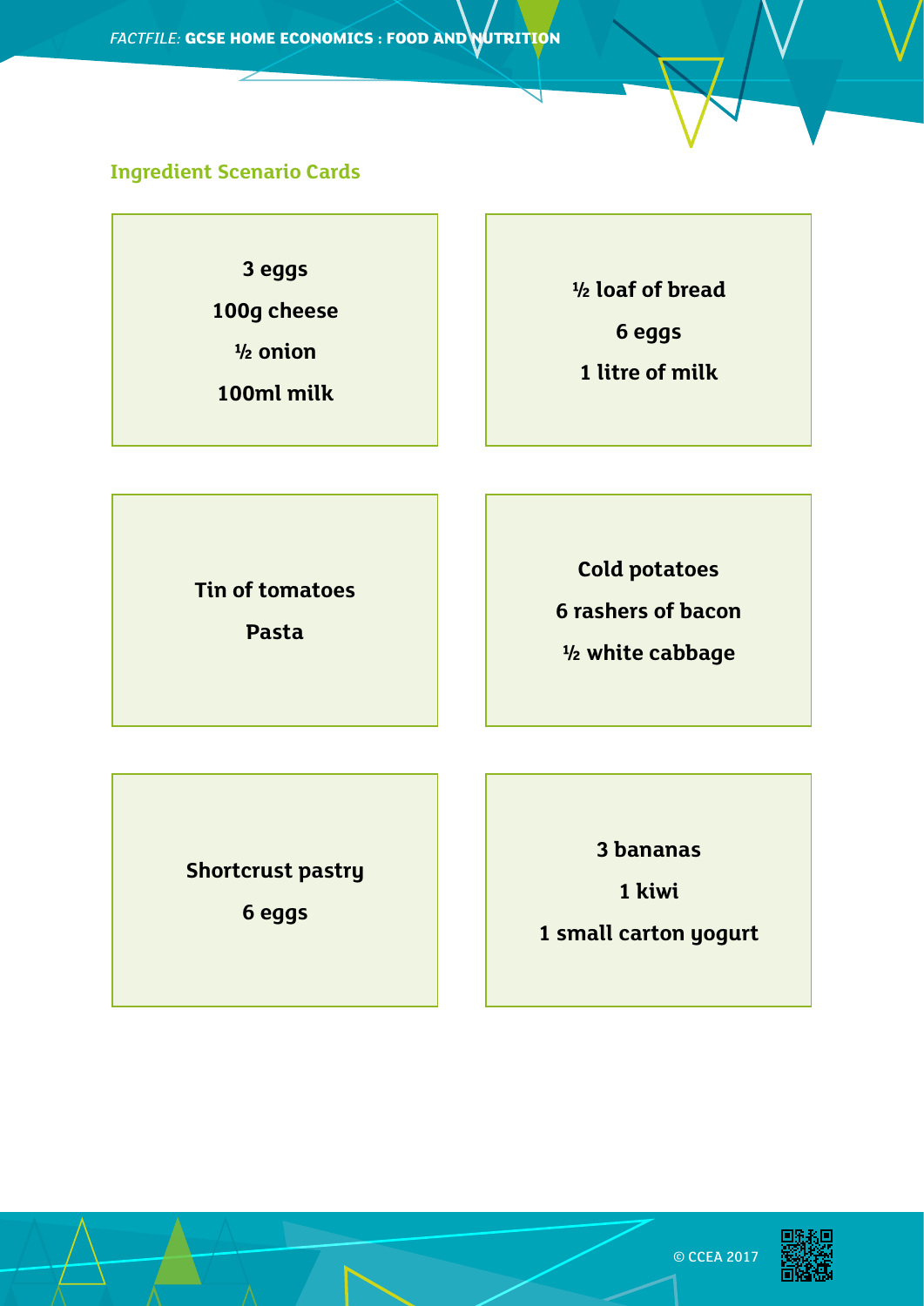## Ingredient Scenario Cards

| | |
|---|---|
| 3 eggs<br>100g cheese<br>½ onion<br>100ml milk | ½ loaf of bread<br>6 eggs<br>1 litre of milk |
| Tin of tomatoes<br>Pasta | Cold potatoes<br>6 rashers of bacon<br>½ white cabbage |
| Shortcrust pastry<br>6 eggs | 3 bananas<br>1 kiwi<br>1 small carton yogurt |